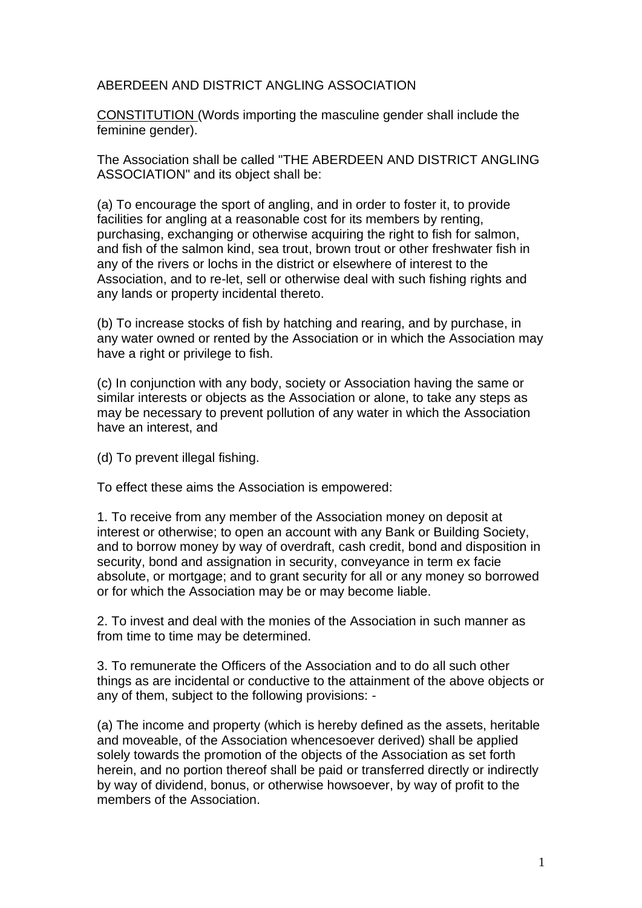# ABERDEEN AND DISTRICT ANGLING ASSOCIATION

CONSTITUTION (Words importing the masculine gender shall include the feminine gender).

The Association shall be called "THE ABERDEEN AND DISTRICT ANGLING ASSOCIATION" and its object shall be:

(a) To encourage the sport of angling, and in order to foster it, to provide facilities for angling at a reasonable cost for its members by renting, purchasing, exchanging or otherwise acquiring the right to fish for salmon, and fish of the salmon kind, sea trout, brown trout or other freshwater fish in any of the rivers or lochs in the district or elsewhere of interest to the Association, and to re-let, sell or otherwise deal with such fishing rights and any lands or property incidental thereto.

(b) To increase stocks of fish by hatching and rearing, and by purchase, in any water owned or rented by the Association or in which the Association may have a right or privilege to fish.

(c) In conjunction with any body, society or Association having the same or similar interests or objects as the Association or alone, to take any steps as may be necessary to prevent pollution of any water in which the Association have an interest, and

(d) To prevent illegal fishing.

To effect these aims the Association is empowered:

1. To receive from any member of the Association money on deposit at interest or otherwise; to open an account with any Bank or Building Society, and to borrow money by way of overdraft, cash credit, bond and disposition in security, bond and assignation in security, conveyance in term ex facie absolute, or mortgage; and to grant security for all or any money so borrowed or for which the Association may be or may become liable.

2. To invest and deal with the monies of the Association in such manner as from time to time may be determined.

3. To remunerate the Officers of the Association and to do all such other things as are incidental or conductive to the attainment of the above objects or any of them, subject to the following provisions: -

(a) The income and property (which is hereby defined as the assets, heritable and moveable, of the Association whencesoever derived) shall be applied solely towards the promotion of the objects of the Association as set forth herein, and no portion thereof shall be paid or transferred directly or indirectly by way of dividend, bonus, or otherwise howsoever, by way of profit to the members of the Association.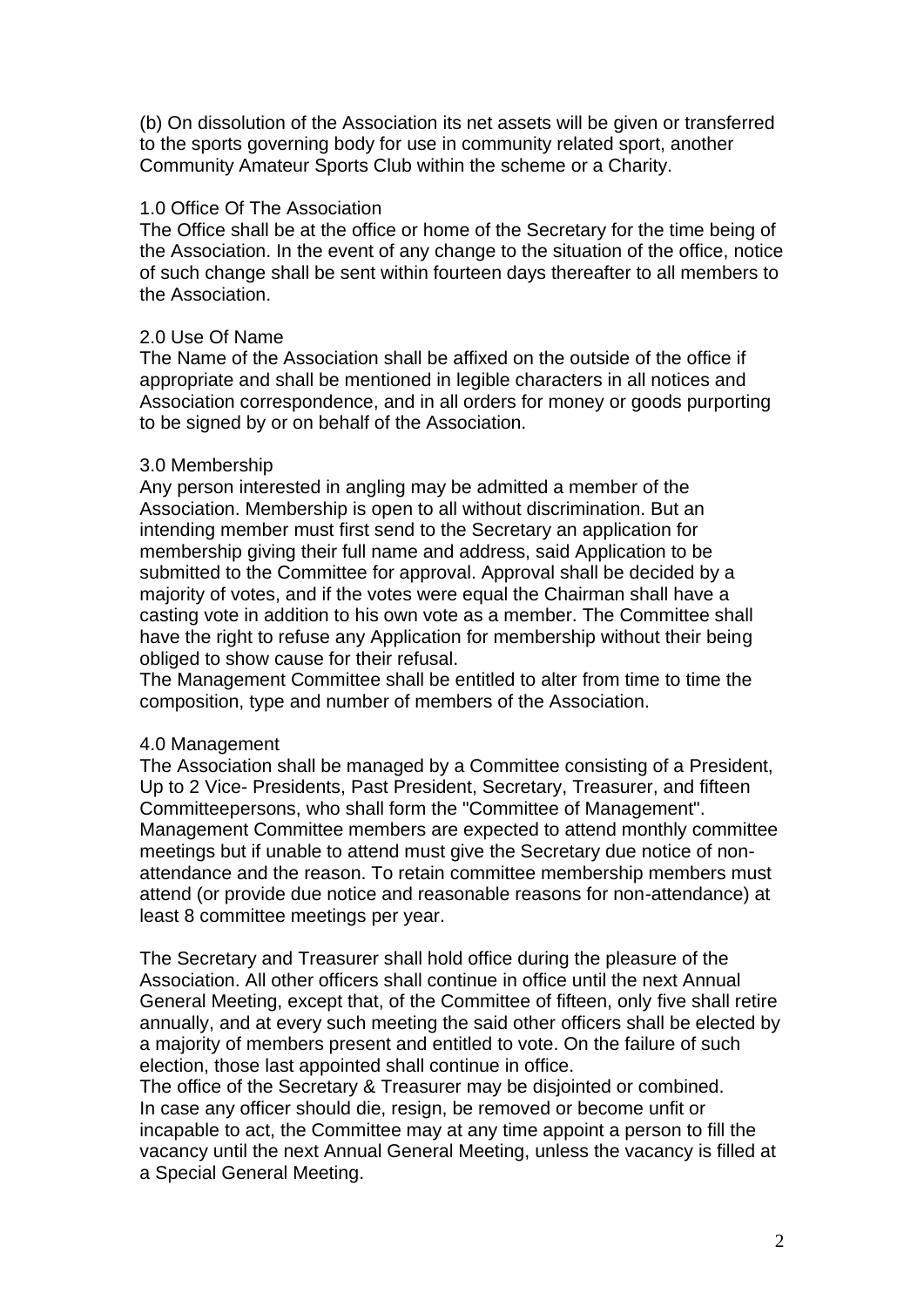(b) On dissolution of the Association its net assets will be given or transferred to the sports governing body for use in community related sport, another Community Amateur Sports Club within the scheme or a Charity.

## 1.0 Office Of The Association

The Office shall be at the office or home of the Secretary for the time being of the Association. In the event of any change to the situation of the office, notice of such change shall be sent within fourteen days thereafter to all members to the Association.

## 2.0 Use Of Name

The Name of the Association shall be affixed on the outside of the office if appropriate and shall be mentioned in legible characters in all notices and Association correspondence, and in all orders for money or goods purporting to be signed by or on behalf of the Association.

## 3.0 Membership

Any person interested in angling may be admitted a member of the Association. Membership is open to all without discrimination. But an intending member must first send to the Secretary an application for membership giving their full name and address, said Application to be submitted to the Committee for approval. Approval shall be decided by a majority of votes, and if the votes were equal the Chairman shall have a casting vote in addition to his own vote as a member. The Committee shall have the right to refuse any Application for membership without their being obliged to show cause for their refusal.

The Management Committee shall be entitled to alter from time to time the composition, type and number of members of the Association.

## 4.0 Management

The Association shall be managed by a Committee consisting of a President, Up to 2 Vice- Presidents, Past President, Secretary, Treasurer, and fifteen Committeepersons, who shall form the "Committee of Management". Management Committee members are expected to attend monthly committee meetings but if unable to attend must give the Secretary due notice of non-attendance and the reason. To retain committee membership members must attend (or provide due notice and reasonable reasons for non-attendance) at least 8 committee meetings per year.

The Secretary and Treasurer shall hold office during the pleasure of the Association. All other officers shall continue in office until the next Annual General Meeting, except that, of the Committee of fifteen, only five shall retire annually, and at every such meeting the said other officers shall be elected by a majority of members present and entitled to vote. On the failure of such election, those last appointed shall continue in office.

The office of the Secretary & Treasurer may be disjointed or combined.

In case any officer should die, resign, be removed or become unfit or incapable to act, the Committee may at any time appoint a person to fill the vacancy until the next Annual General Meeting, unless the vacancy is filled at a Special General Meeting.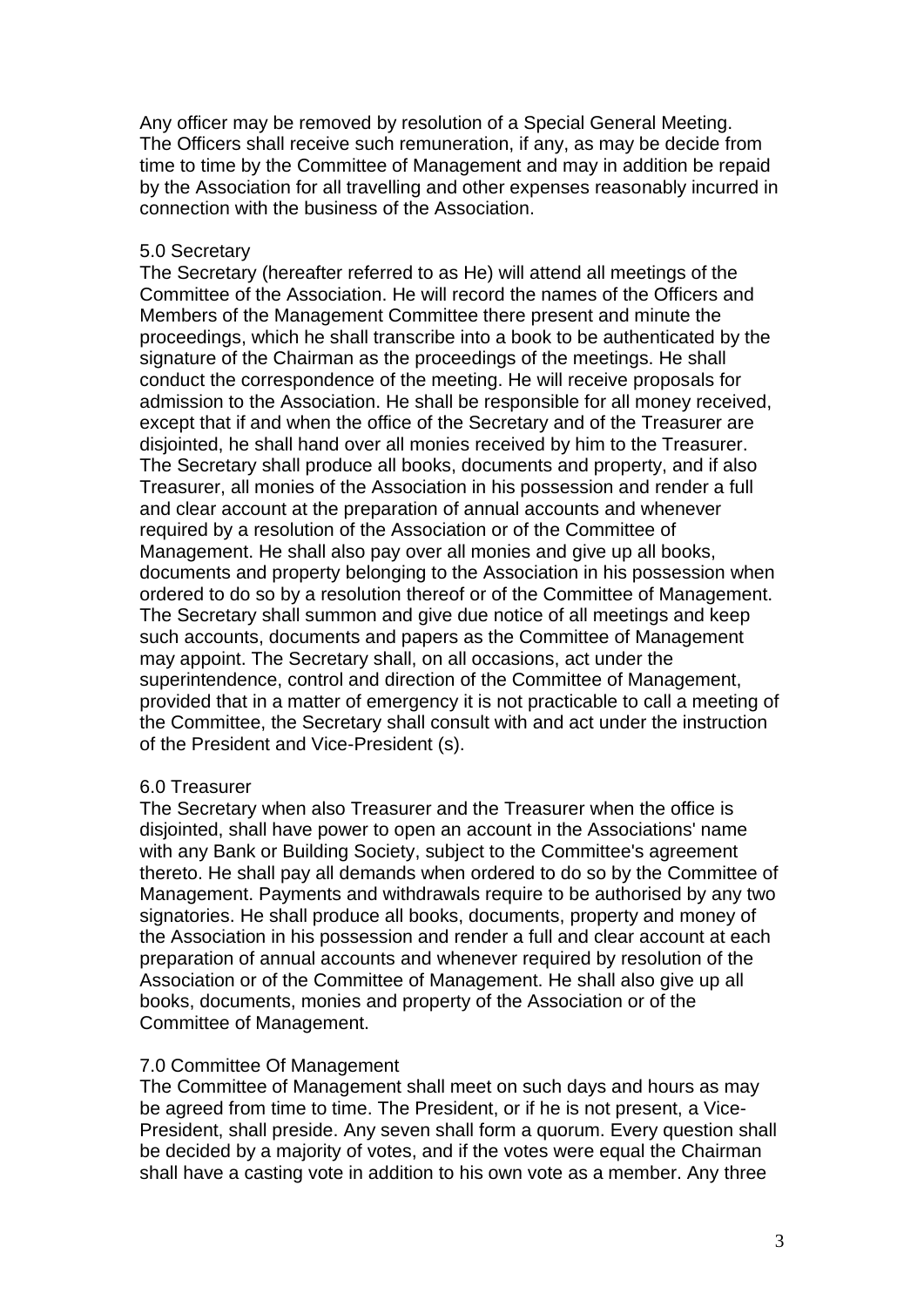Any officer may be removed by resolution of a Special General Meeting. The Officers shall receive such remuneration, if any, as may be decide from time to time by the Committee of Management and may in addition be repaid by the Association for all travelling and other expenses reasonably incurred in connection with the business of the Association.

## 5.0 Secretary

The Secretary (hereafter referred to as He) will attend all meetings of the Committee of the Association. He will record the names of the Officers and Members of the Management Committee there present and minute the proceedings, which he shall transcribe into a book to be authenticated by the signature of the Chairman as the proceedings of the meetings. He shall conduct the correspondence of the meeting. He will receive proposals for admission to the Association. He shall be responsible for all money received, except that if and when the office of the Secretary and of the Treasurer are disjointed, he shall hand over all monies received by him to the Treasurer. The Secretary shall produce all books, documents and property, and if also Treasurer, all monies of the Association in his possession and render a full and clear account at the preparation of annual accounts and whenever required by a resolution of the Association or of the Committee of Management. He shall also pay over all monies and give up all books, documents and property belonging to the Association in his possession when ordered to do so by a resolution thereof or of the Committee of Management. The Secretary shall summon and give due notice of all meetings and keep such accounts, documents and papers as the Committee of Management may appoint. The Secretary shall, on all occasions, act under the superintendence, control and direction of the Committee of Management, provided that in a matter of emergency it is not practicable to call a meeting of the Committee, the Secretary shall consult with and act under the instruction of the President and Vice-President (s).

## 6.0 Treasurer

The Secretary when also Treasurer and the Treasurer when the office is disjointed, shall have power to open an account in the Associations' name with any Bank or Building Society, subject to the Committee's agreement thereto. He shall pay all demands when ordered to do so by the Committee of Management. Payments and withdrawals require to be authorised by any two signatories. He shall produce all books, documents, property and money of the Association in his possession and render a full and clear account at each preparation of annual accounts and whenever required by resolution of the Association or of the Committee of Management. He shall also give up all books, documents, monies and property of the Association or of the Committee of Management.

## 7.0 Committee Of Management

The Committee of Management shall meet on such days and hours as may be agreed from time to time. The President, or if he is not present, a Vice-President, shall preside. Any seven shall form a quorum. Every question shall be decided by a majority of votes, and if the votes were equal the Chairman shall have a casting vote in addition to his own vote as a member. Any three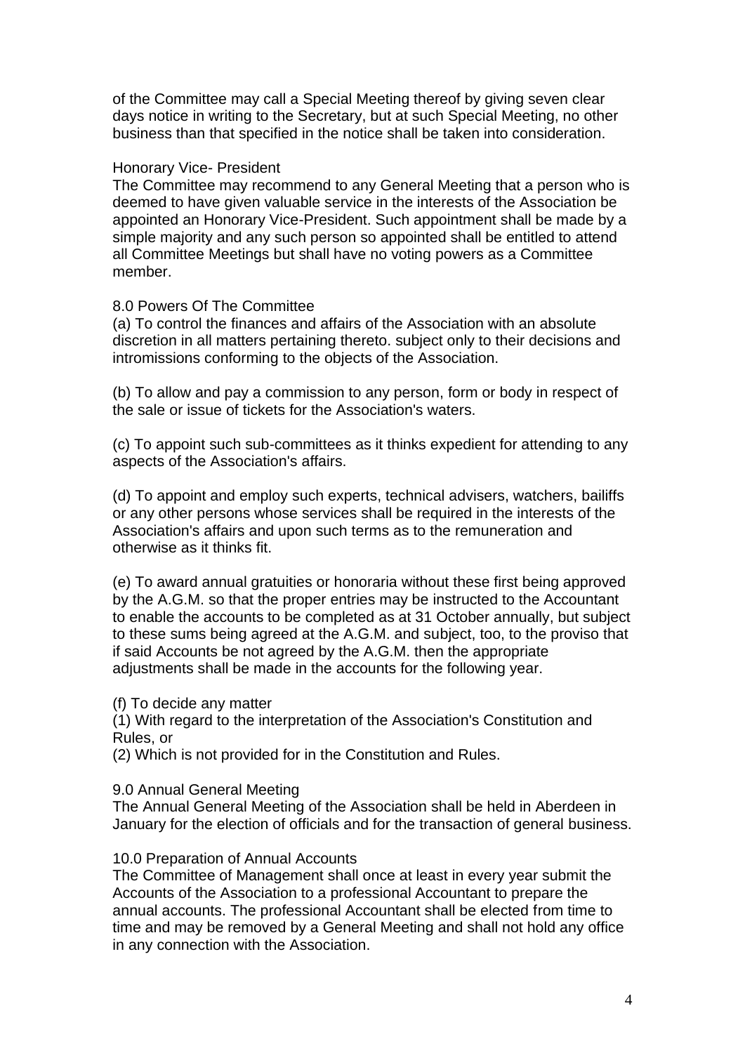of the Committee may call a Special Meeting thereof by giving seven clear days notice in writing to the Secretary, but at such Special Meeting, no other business than that specified in the notice shall be taken into consideration.

## Honorary Vice- President

The Committee may recommend to any General Meeting that a person who is deemed to have given valuable service in the interests of the Association be appointed an Honorary Vice-President. Such appointment shall be made by a simple majority and any such person so appointed shall be entitled to attend all Committee Meetings but shall have no voting powers as a Committee member.

## 8.0 Powers Of The Committee

(a) To control the finances and affairs of the Association with an absolute discretion in all matters pertaining thereto. subject only to their decisions and intromissions conforming to the objects of the Association.

(b) To allow and pay a commission to any person, form or body in respect of the sale or issue of tickets for the Association's waters.

(c) To appoint such sub-committees as it thinks expedient for attending to any aspects of the Association's affairs.

(d) To appoint and employ such experts, technical advisers, watchers, bailiffs or any other persons whose services shall be required in the interests of the Association's affairs and upon such terms as to the remuneration and otherwise as it thinks fit.

(e) To award annual gratuities or honoraria without these first being approved by the A.G.M. so that the proper entries may be instructed to the Accountant to enable the accounts to be completed as at 31 October annually, but subject to these sums being agreed at the A.G.M. and subject, too, to the proviso that if said Accounts be not agreed by the A.G.M. then the appropriate adjustments shall be made in the accounts for the following year.

(f) To decide any matter

(1) With regard to the interpretation of the Association's Constitution and Rules, or

(2) Which is not provided for in the Constitution and Rules.

## 9.0 Annual General Meeting

The Annual General Meeting of the Association shall be held in Aberdeen in January for the election of officials and for the transaction of general business.

## 10.0 Preparation of Annual Accounts

The Committee of Management shall once at least in every year submit the Accounts of the Association to a professional Accountant to prepare the annual accounts. The professional Accountant shall be elected from time to time and may be removed by a General Meeting and shall not hold any office in any connection with the Association.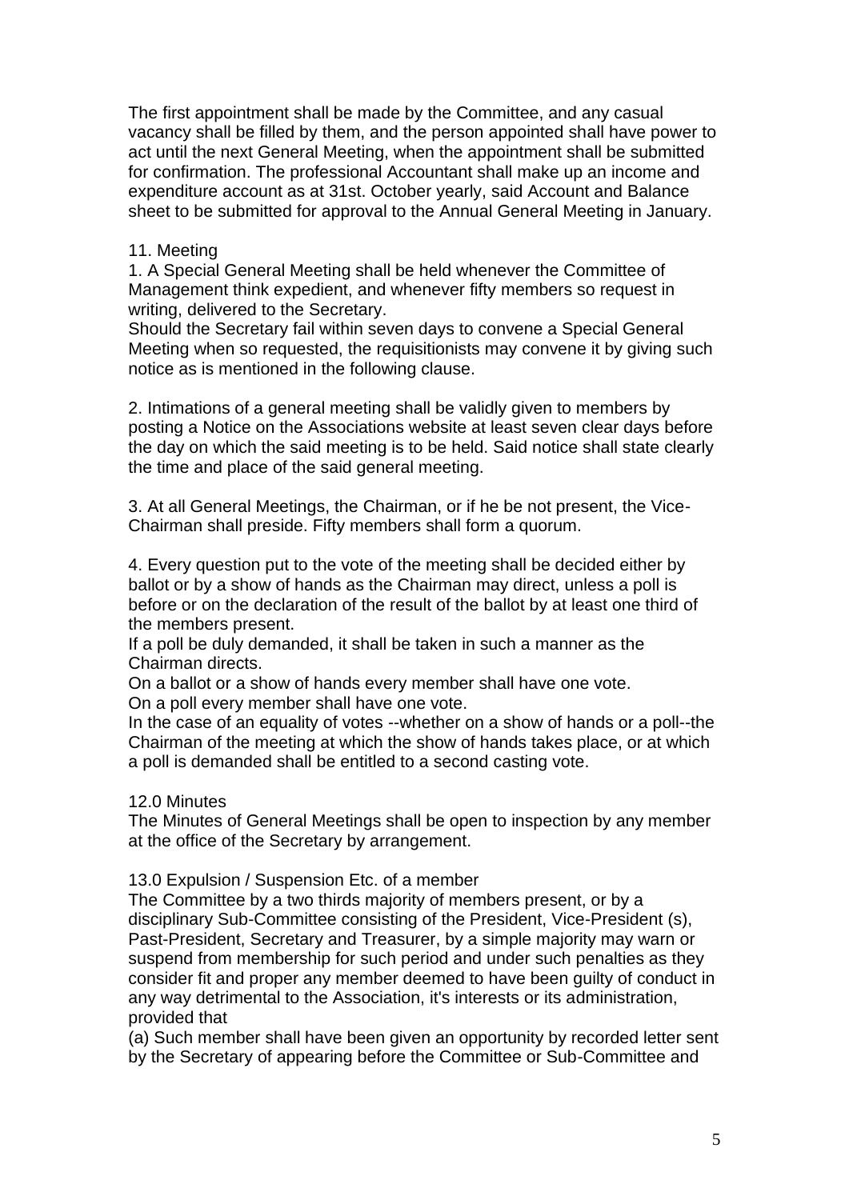The first appointment shall be made by the Committee, and any casual vacancy shall be filled by them, and the person appointed shall have power to act until the next General Meeting, when the appointment shall be submitted for confirmation. The professional Accountant shall make up an income and expenditure account as at 31st. October yearly, said Account and Balance sheet to be submitted for approval to the Annual General Meeting in January.

11. Meeting

1. A Special General Meeting shall be held whenever the Committee of Management think expedient, and whenever fifty members so request in writing, delivered to the Secretary.
Should the Secretary fail within seven days to convene a Special General Meeting when so requested, the requisitionists may convene it by giving such notice as is mentioned in the following clause.

2. Intimations of a general meeting shall be validly given to members by posting a Notice on the Associations website at least seven clear days before the day on which the said meeting is to be held. Said notice shall state clearly the time and place of the said general meeting.

3. At all General Meetings, the Chairman, or if he be not present, the Vice-Chairman shall preside. Fifty members shall form a quorum.

4. Every question put to the vote of the meeting shall be decided either by ballot or by a show of hands as the Chairman may direct, unless a poll is before or on the declaration of the result of the ballot by at least one third of the members present.
If a poll be duly demanded, it shall be taken in such a manner as the Chairman directs.
On a ballot or a show of hands every member shall have one vote.
On a poll every member shall have one vote.
In the case of an equality of votes --whether on a show of hands or a poll--the Chairman of the meeting at which the show of hands takes place, or at which a poll is demanded shall be entitled to a second casting vote.

12.0 Minutes

The Minutes of General Meetings shall be open to inspection by any member at the office of the Secretary by arrangement.

13.0 Expulsion / Suspension Etc. of a member

The Committee by a two thirds majority of members present, or by a disciplinary Sub-Committee consisting of the President, Vice-President (s), Past-President, Secretary and Treasurer, by a simple majority may warn or suspend from membership for such period and under such penalties as they consider fit and proper any member deemed to have been guilty of conduct in any way detrimental to the Association, it's interests or its administration, provided that

(a) Such member shall have been given an opportunity by recorded letter sent by the Secretary of appearing before the Committee or Sub-Committee and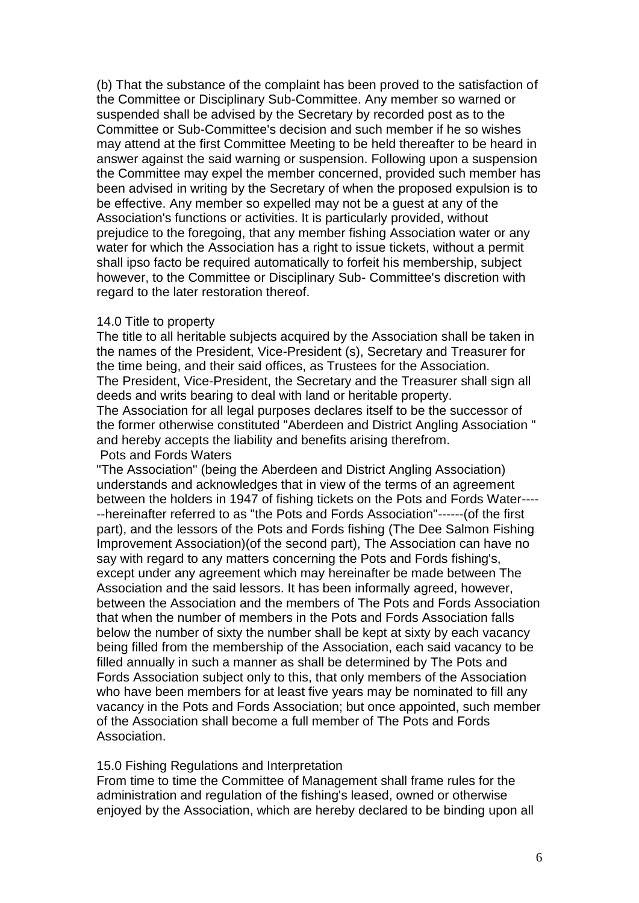(b) That the substance of the complaint has been proved to the satisfaction of the Committee or Disciplinary Sub-Committee. Any member so warned or suspended shall be advised by the Secretary by recorded post as to the Committee or Sub-Committee's decision and such member if he so wishes may attend at the first Committee Meeting to be held thereafter to be heard in answer against the said warning or suspension. Following upon a suspension the Committee may expel the member concerned, provided such member has been advised in writing by the Secretary of when the proposed expulsion is to be effective. Any member so expelled may not be a guest at any of the Association's functions or activities. It is particularly provided, without prejudice to the foregoing, that any member fishing Association water or any water for which the Association has a right to issue tickets, without a permit shall ipso facto be required automatically to forfeit his membership, subject however, to the Committee or Disciplinary Sub- Committee's discretion with regard to the later restoration thereof.

## 14.0 Title to property

The title to all heritable subjects acquired by the Association shall be taken in the names of the President, Vice-President (s), Secretary and Treasurer for the time being, and their said offices, as Trustees for the Association.
The President, Vice-President, the Secretary and the Treasurer shall sign all deeds and writs bearing to deal with land or heritable property.
The Association for all legal purposes declares itself to be the successor of the former otherwise constituted "Aberdeen and District Angling Association " and hereby accepts the liability and benefits arising therefrom.

### Pots and Fords Waters

"The Association" (being the Aberdeen and District Angling Association) understands and acknowledges that in view of the terms of an agreement between the holders in 1947 of fishing tickets on the Pots and Fords Water------hereinafter referred to as "the Pots and Fords Association"------(of the first part), and the lessors of the Pots and Fords fishing (The Dee Salmon Fishing Improvement Association)(of the second part), The Association can have no say with regard to any matters concerning the Pots and Fords fishing's, except under any agreement which may hereinafter be made between The Association and the said lessors. It has been informally agreed, however, between the Association and the members of The Pots and Fords Association that when the number of members in the Pots and Fords Association falls below the number of sixty the number shall be kept at sixty by each vacancy being filled from the membership of the Association, each said vacancy to be filled annually in such a manner as shall be determined by The Pots and Fords Association subject only to this, that only members of the Association who have been members for at least five years may be nominated to fill any vacancy in the Pots and Fords Association; but once appointed, such member of the Association shall become a full member of The Pots and Fords Association.

## 15.0 Fishing Regulations and Interpretation

From time to time the Committee of Management shall frame rules for the administration and regulation of the fishing's leased, owned or otherwise enjoyed by the Association, which are hereby declared to be binding upon all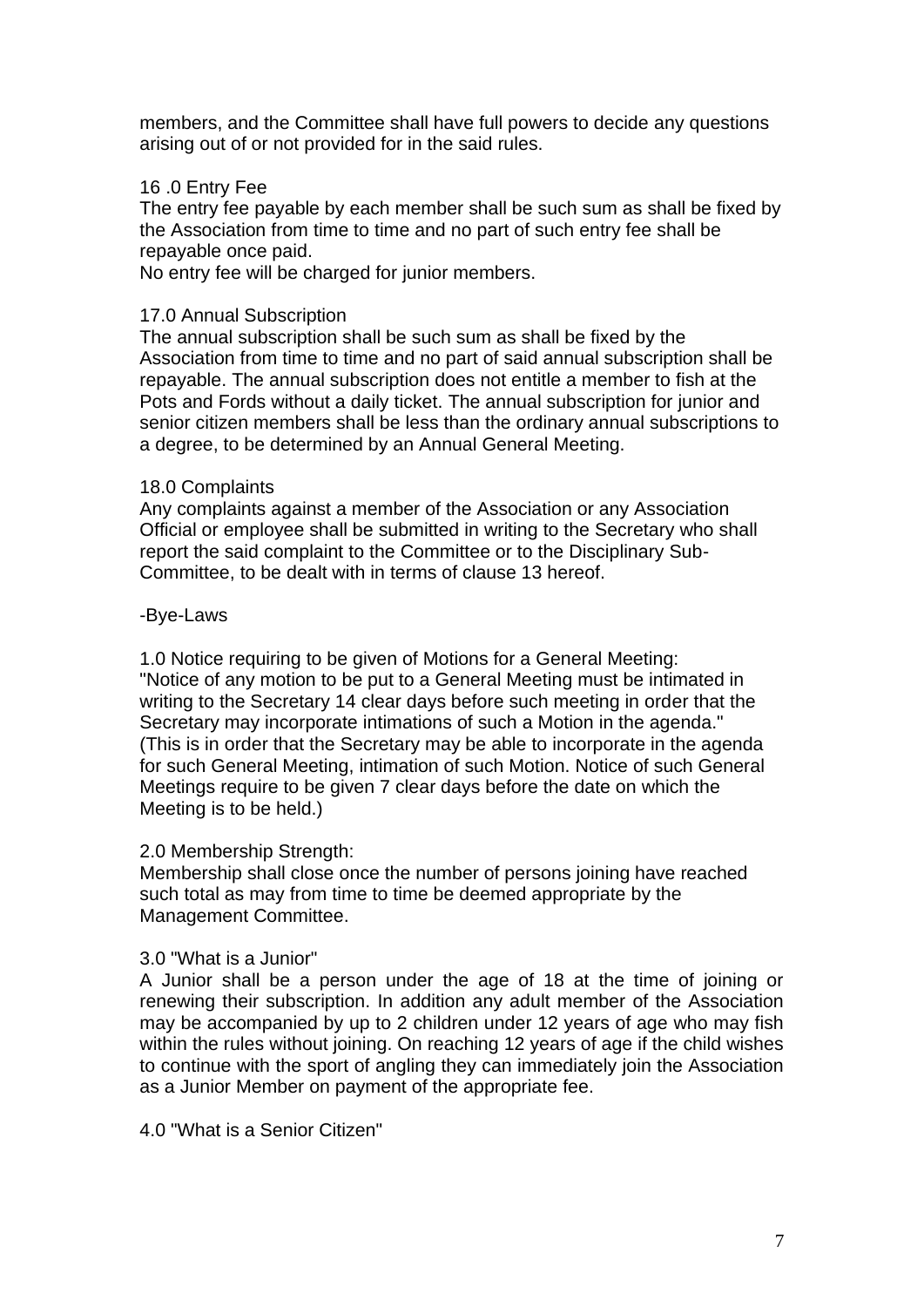members, and the Committee shall have full powers to decide any questions arising out of or not provided for in the said rules.

16 .0 Entry Fee

The entry fee payable by each member shall be such sum as shall be fixed by the Association from time to time and no part of such entry fee shall be repayable once paid.

No entry fee will be charged for junior members.

17.0 Annual Subscription

The annual subscription shall be such sum as shall be fixed by the Association from time to time and no part of said annual subscription shall be repayable. The annual subscription does not entitle a member to fish at the Pots and Fords without a daily ticket. The annual subscription for junior and senior citizen members shall be less than the ordinary annual subscriptions to a degree, to be determined by an Annual General Meeting.

18.0 Complaints

Any complaints against a member of the Association or any Association Official or employee shall be submitted in writing to the Secretary who shall report the said complaint to the Committee or to the Disciplinary Sub-Committee, to be dealt with in terms of clause 13 hereof.

-Bye-Laws

1.0 Notice requiring to be given of Motions for a General Meeting:

"Notice of any motion to be put to a General Meeting must be intimated in writing to the Secretary 14 clear days before such meeting in order that the Secretary may incorporate intimations of such a Motion in the agenda." (This is in order that the Secretary may be able to incorporate in the agenda for such General Meeting, intimation of such Motion. Notice of such General Meetings require to be given 7 clear days before the date on which the Meeting is to be held.)

2.0 Membership Strength:

Membership shall close once the number of persons joining have reached such total as may from time to time be deemed appropriate by the Management Committee.

3.0 "What is a Junior"

A Junior shall be a person under the age of 18 at the time of joining or renewing their subscription. In addition any adult member of the Association may be accompanied by up to 2 children under 12 years of age who may fish within the rules without joining. On reaching 12 years of age if the child wishes to continue with the sport of angling they can immediately join the Association as a Junior Member on payment of the appropriate fee.

4.0 "What is a Senior Citizen"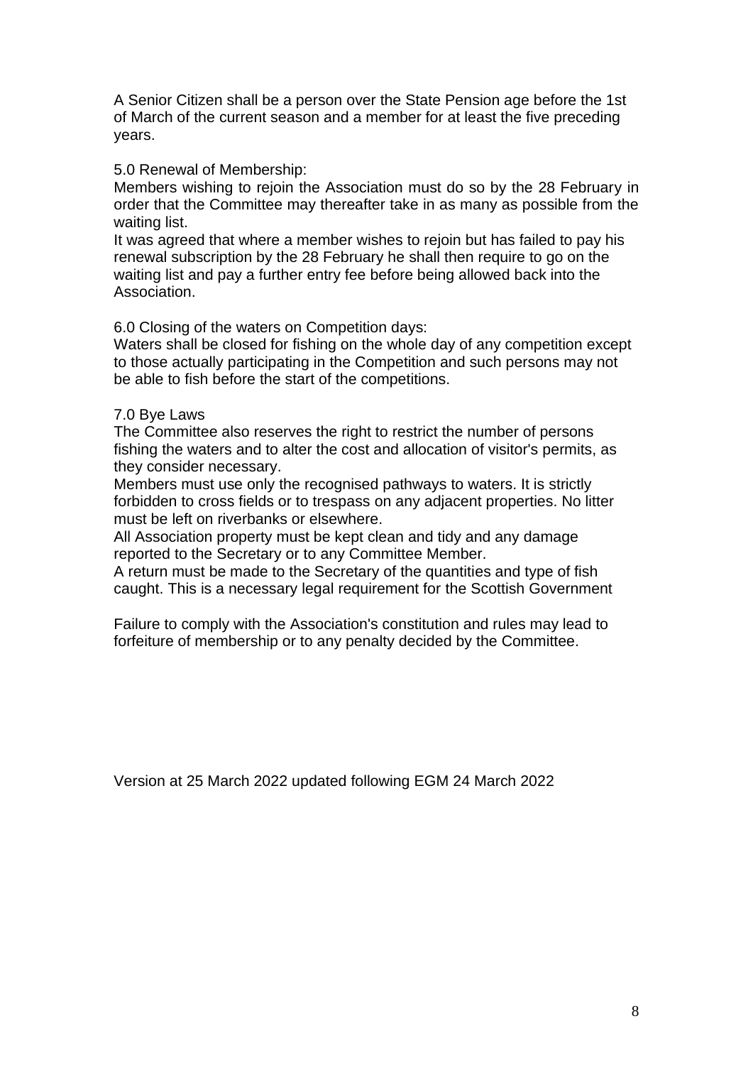A Senior Citizen shall be a person over the State Pension age before the 1st of March of the current season and a member for at least the five preceding years.

### 5.0 Renewal of Membership:

Members wishing to rejoin the Association must do so by the 28 February in order that the Committee may thereafter take in as many as possible from the waiting list.

It was agreed that where a member wishes to rejoin but has failed to pay his renewal subscription by the 28 February he shall then require to go on the waiting list and pay a further entry fee before being allowed back into the Association.

### 6.0 Closing of the waters on Competition days:

Waters shall be closed for fishing on the whole day of any competition except to those actually participating in the Competition and such persons may not be able to fish before the start of the competitions.

### 7.0 Bye Laws

The Committee also reserves the right to restrict the number of persons fishing the waters and to alter the cost and allocation of visitor's permits, as they consider necessary.

Members must use only the recognised pathways to waters. It is strictly forbidden to cross fields or to trespass on any adjacent properties. No litter must be left on riverbanks or elsewhere.

All Association property must be kept clean and tidy and any damage reported to the Secretary or to any Committee Member.

A return must be made to the Secretary of the quantities and type of fish caught. This is a necessary legal requirement for the Scottish Government

Failure to comply with the Association's constitution and rules may lead to forfeiture of membership or to any penalty decided by the Committee.

Version at 25 March 2022 updated following EGM 24 March 2022